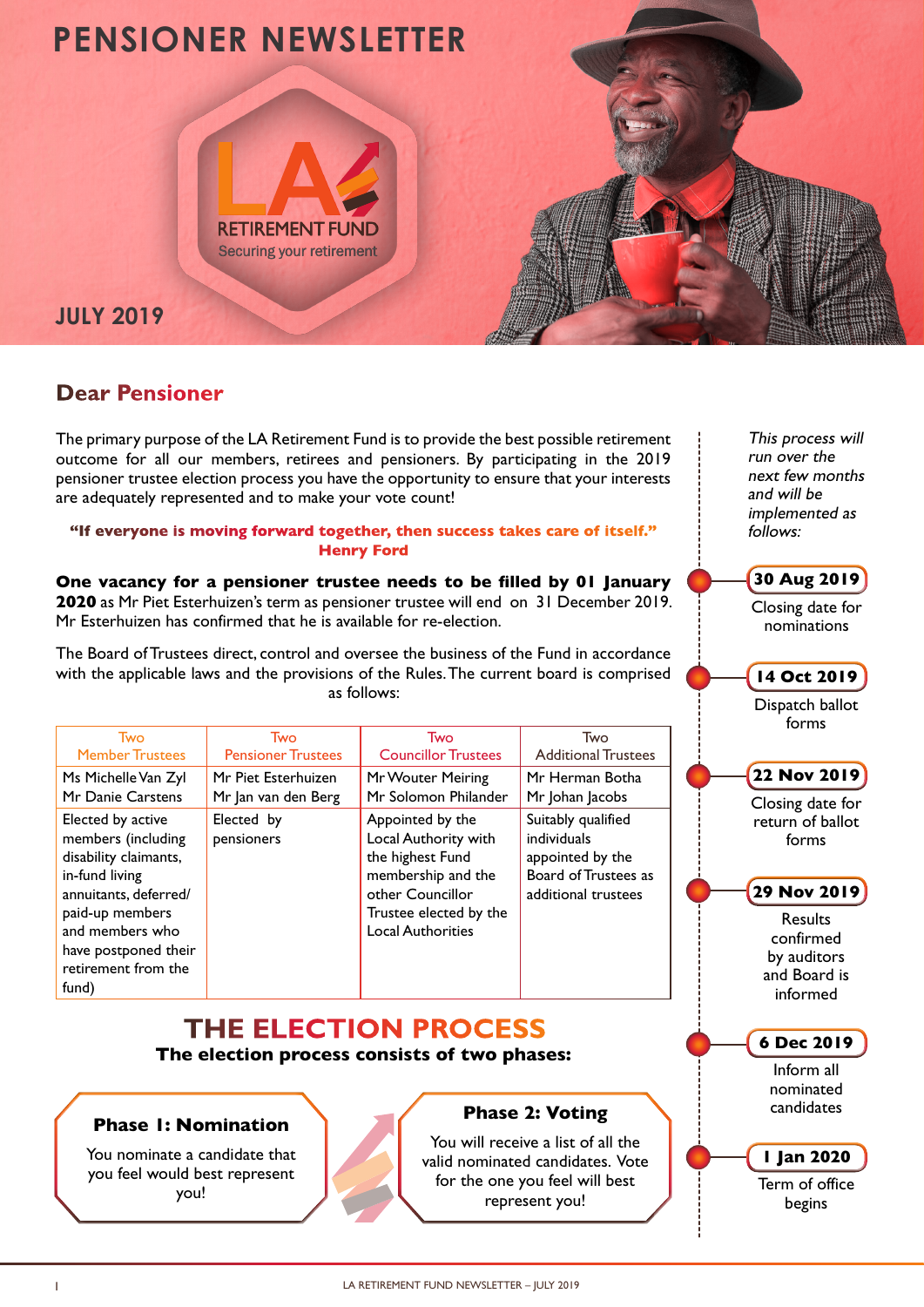# PENSIONER NEWSLETTER

LA RETIREMENT FUND

Securing your retirement

## JULY 2019

## Dear Pensioner

The primary purpose of the LA Retirement Fund is to provide the best possible retirement outcome for all our members, retirees and pensioners. By participating in the 2019 pensioner trustee election process you have the opportunity to ensure that your interests are adequately represented and to make your vote count!

**"If everyone is moving forward together, then success takes care of itself."**
**Henry Ford**

**One vacancy for a pensioner trustee needs to be filled by 01 January 2020** as Mr Piet Esterhuizen's term as pensioner trustee will end on 31 December 2019. Mr Esterhuizen has confirmed that he is available for re-election.

The Board of Trustees direct, control and oversee the business of the Fund in accordance with the applicable laws and the provisions of the Rules. The current board is comprised as follows:

| Two Member Trustees | Two Pensioner Trustees | Two Councillor Trustees | Two Additional Trustees |
|---|---|---|---|
| Ms Michelle Van Zyl<br>Mr Danie Carstens | Mr Piet Esterhuizen<br>Mr Jan van den Berg | Mr Wouter Meiring<br>Mr Solomon Philander | Mr Herman Botha<br>Mr Johan Jacobs |
| Elected by active members (including disability claimants, in-fund living annuitants, deferred/paid-up members and members who have postponed their retirement from the fund) | Elected by pensioners | Appointed by the Local Authority with the highest Fund membership and the other Councillor Trustee elected by the Local Authorities | Suitably qualified individuals appointed by the Board of Trustees as additional trustees |

## THE ELECTION PROCESS

**The election process consists of two phases:**

### Phase 1: Nomination

You nominate a candidate that you feel would best represent you!

### Phase 2: Voting

You will receive a list of all the valid nominated candidates. Vote for the one you feel will best represent you!

*This process will run over the next few months and will be implemented as follows:*

- **30 Aug 2019** – Closing date for nominations
- **14 Oct 2019** – Dispatch ballot forms
- **22 Nov 2019** – Closing date for return of ballot forms
- **29 Nov 2019** – Results confirmed by auditors and Board is informed
- **6 Dec 2019** – Inform all nominated candidates
- **1 Jan 2020** – Term of office begins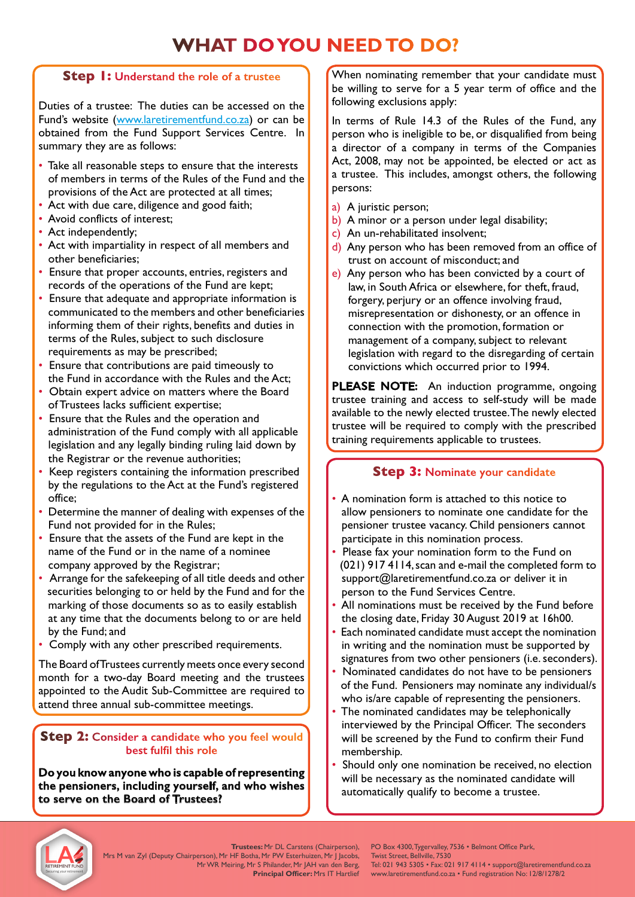# WHAT DO YOU NEED TO DO?

## Step 1: Understand the role of a trustee

Duties of a trustee: The duties can be accessed on the Fund's website (www.laretirementfund.co.za) or can be obtained from the Fund Support Services Centre. In summary they are as follows:

- Take all reasonable steps to ensure that the interests of members in terms of the Rules of the Fund and the provisions of the Act are protected at all times;
- Act with due care, diligence and good faith;
- Avoid conflicts of interest;
- Act independently;
- Act with impartiality in respect of all members and other beneficiaries;
- Ensure that proper accounts, entries, registers and records of the operations of the Fund are kept;
- Ensure that adequate and appropriate information is communicated to the members and other beneficiaries informing them of their rights, benefits and duties in terms of the Rules, subject to such disclosure requirements as may be prescribed;
- Ensure that contributions are paid timeously to the Fund in accordance with the Rules and the Act;
- Obtain expert advice on matters where the Board of Trustees lacks sufficient expertise;
- Ensure that the Rules and the operation and administration of the Fund comply with all applicable legislation and any legally binding ruling laid down by the Registrar or the revenue authorities;
- Keep registers containing the information prescribed by the regulations to the Act at the Fund's registered office;
- Determine the manner of dealing with expenses of the Fund not provided for in the Rules;
- Ensure that the assets of the Fund are kept in the name of the Fund or in the name of a nominee company approved by the Registrar;
- Arrange for the safekeeping of all title deeds and other securities belonging to or held by the Fund and for the marking of those documents so as to easily establish at any time that the documents belong to or are held by the Fund; and
- Comply with any other prescribed requirements.

The Board of Trustees currently meets once every second month for a two-day Board meeting and the trustees appointed to the Audit Sub-Committee are required to attend three annual sub-committee meetings.

## Step 2: Consider a candidate who you feel would best fulfil this role

**Do you know anyone who is capable of representing the pensioners, including yourself, and who wishes to serve on the Board of Trustees?**

When nominating remember that your candidate must be willing to serve for a 5 year term of office and the following exclusions apply:

In terms of Rule 14.3 of the Rules of the Fund, any person who is ineligible to be, or disqualified from being a director of a company in terms of the Companies Act, 2008, may not be appointed, be elected or act as a trustee. This includes, amongst others, the following persons:

a) A juristic person;
b) A minor or a person under legal disability;
c) An un-rehabilitated insolvent;
d) Any person who has been removed from an office of trust on account of misconduct; and
e) Any person who has been convicted by a court of law, in South Africa or elsewhere, for theft, fraud, forgery, perjury or an offence involving fraud, misrepresentation or dishonesty, or an offence in connection with the promotion, formation or management of a company, subject to relevant legislation with regard to the disregarding of certain convictions which occurred prior to 1994.

**PLEASE NOTE:** An induction programme, ongoing trustee training and access to self-study will be made available to the newly elected trustee. The newly elected trustee will be required to comply with the prescribed training requirements applicable to trustees.

## Step 3: Nominate your candidate

- A nomination form is attached to this notice to allow pensioners to nominate one candidate for the pensioner trustee vacancy. Child pensioners cannot participate in this nomination process.
- Please fax your nomination form to the Fund on (021) 917 4114, scan and e-mail the completed form to support@laretirementfund.co.za or deliver it in person to the Fund Services Centre.
- All nominations must be received by the Fund before the closing date, Friday 30 August 2019 at 16h00.
- Each nominated candidate must accept the nomination in writing and the nomination must be supported by signatures from two other pensioners (i.e. seconders).
- Nominated candidates do not have to be pensioners of the Fund. Pensioners may nominate any individual/s who is/are capable of representing the pensioners.
- The nominated candidates may be telephonically interviewed by the Principal Officer. The seconders will be screened by the Fund to confirm their Fund membership.
- Should only one nomination be received, no election will be necessary as the nominated candidate will automatically qualify to become a trustee.

**Trustees:** Mr DL Carstens (Chairperson), Mrs M van Zyl (Deputy Chairperson), Mr HF Botha, Mr PW Esterhuizen, Mr J Jacobs, Mr WR Meiring, Mr S Philander, Mr JAH van den Berg, **Principal Officer:** Mrs IT Hartlief

PO Box 4300, Tygervalley, 7536 • Belmont Office Park, Twist Street, Bellville, 7530
Tel: 021 943 5305 • Fax: 021 917 4114 • support@laretirementfund.co.za
www.laretirementfund.co.za • Fund registration No: 12/8/1278/2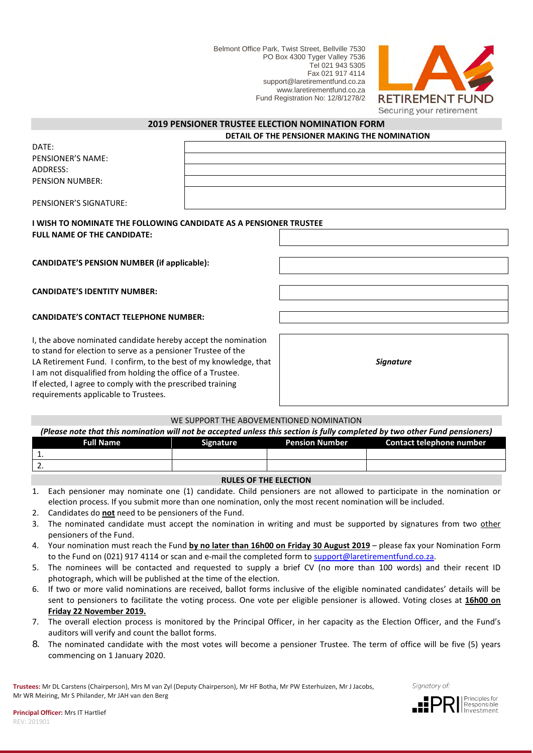Belmont Office Park, Twist Street, Bellville 7530
PO Box 4300 Tyger Valley 7536
Tel 021 943 5305
Fax 021 917 4114
support@laretirementfund.co.za
www.laretirementfund.co.za
Fund Registration No: 12/8/1278/2

LA RETIREMENT FUND
Securing your retirement

## 2019 PENSIONER TRUSTEE ELECTION NOMINATION FORM

**DETAIL OF THE PENSIONER MAKING THE NOMINATION**

| | |
|---|---|
| DATE: | |
| PENSIONER'S NAME: | |
| ADDRESS: | |
| PENSION NUMBER: | |
| PENSIONER'S SIGNATURE: | |

**I WISH TO NOMINATE THE FOLLOWING CANDIDATE AS A PENSIONER TRUSTEE**

| | |
|---|---|
| **FULL NAME OF THE CANDIDATE:** | |
| **CANDIDATE'S PENSION NUMBER (if applicable):** | |
| **CANDIDATE'S IDENTITY NUMBER:** | |
| **CANDIDATE'S CONTACT TELEPHONE NUMBER:** | |

I, the above nominated candidate hereby accept the nomination to stand for election to serve as a pensioner Trustee of the LA Retirement Fund. I confirm, to the best of my knowledge, that I am not disqualified from holding the office of a Trustee. If elected, I agree to comply with the prescribed training requirements applicable to Trustees.

***Signature***

WE SUPPORT THE ABOVEMENTIONED NOMINATION

***(Please note that this nomination will not be accepted unless this section is fully completed by two other Fund pensioners)***

| Full Name | Signature | Pension Number | Contact telephone number |
|---|---|---|---|
| 1. | | | |
| 2. | | | |

**RULES OF THE ELECTION**

1. Each pensioner may nominate one (1) candidate. Child pensioners are not allowed to participate in the nomination or election process. If you submit more than one nomination, only the most recent nomination will be included.
2. Candidates do **not** need to be pensioners of the Fund.
3. The nominated candidate must accept the nomination in writing and must be supported by signatures from two other pensioners of the Fund.
4. Your nomination must reach the Fund **by no later than 16h00 on Friday 30 August 2019** – please fax your Nomination Form to the Fund on (021) 917 4114 or scan and e-mail the completed form to support@laretirementfund.co.za.
5. The nominees will be contacted and requested to supply a brief CV (no more than 100 words) and their recent ID photograph, which will be published at the time of the election.
6. If two or more valid nominations are received, ballot forms inclusive of the eligible nominated candidates' details will be sent to pensioners to facilitate the voting process. One vote per eligible pensioner is allowed. Voting closes at **16h00 on Friday 22 November 2019.**
7. The overall election process is monitored by the Principal Officer, in her capacity as the Election Officer, and the Fund's auditors will verify and count the ballot forms.
8. The nominated candidate with the most votes will become a pensioner Trustee. The term of office will be five (5) years commencing on 1 January 2020.

**Trustees:** Mr DL Carstens (Chairperson), Mrs M van Zyl (Deputy Chairperson), Mr HF Botha, Mr PW Esterhuizen, Mr J Jacobs, Mr WR Meiring, Mr S Philander, Mr JAH van den Berg

**Principal Officer:** Mrs IT Hartlief

REV: 201901

Signatory of: PRI Principles for Responsible Investment